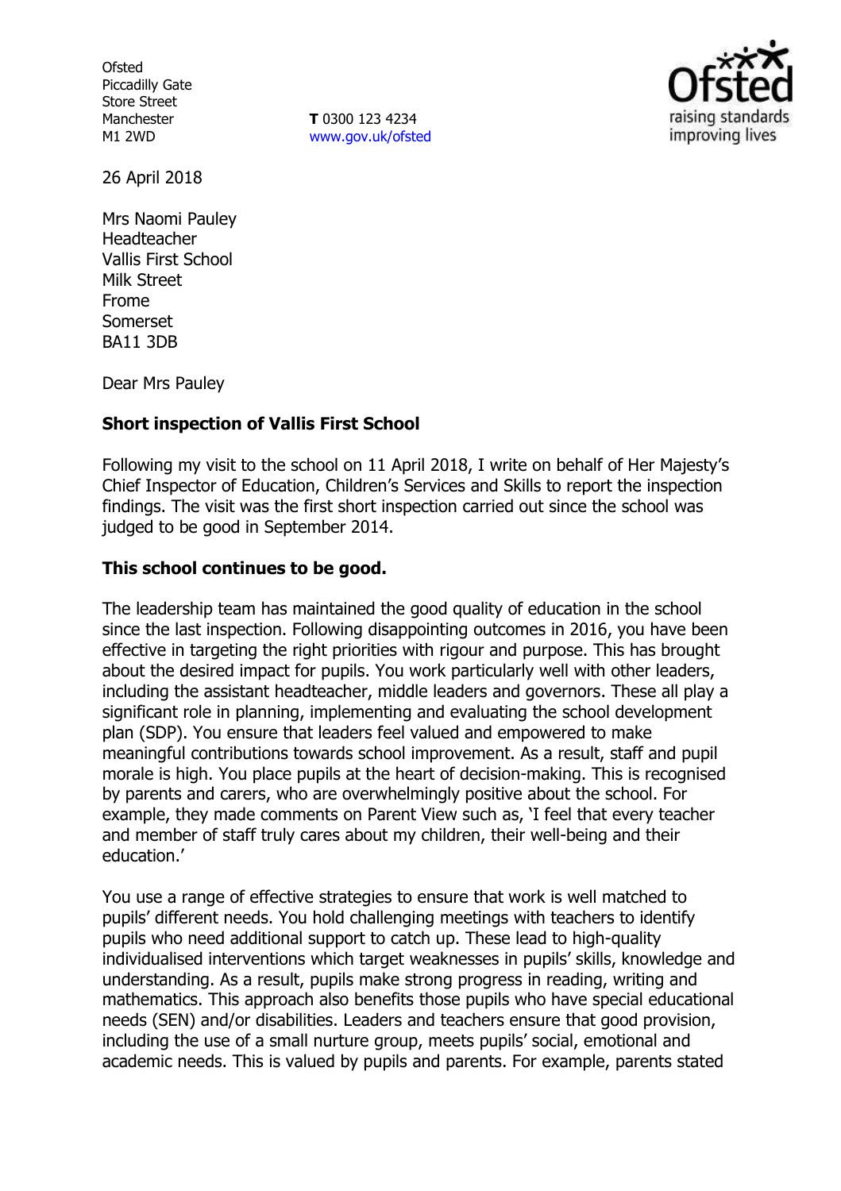Ofsted
Piccadilly Gate
Store Street
Manchester
M1 2WD

**T** 0300 123 4234
www.gov.uk/ofsted

26 April 2018

Mrs Naomi Pauley
Headteacher
Vallis First School
Milk Street
Frome
Somerset
BA11 3DB

Dear Mrs Pauley

**Short inspection of Vallis First School**

Following my visit to the school on 11 April 2018, I write on behalf of Her Majesty's Chief Inspector of Education, Children's Services and Skills to report the inspection findings. The visit was the first short inspection carried out since the school was judged to be good in September 2014.

**This school continues to be good.**

The leadership team has maintained the good quality of education in the school since the last inspection. Following disappointing outcomes in 2016, you have been effective in targeting the right priorities with rigour and purpose. This has brought about the desired impact for pupils. You work particularly well with other leaders, including the assistant headteacher, middle leaders and governors. These all play a significant role in planning, implementing and evaluating the school development plan (SDP). You ensure that leaders feel valued and empowered to make meaningful contributions towards school improvement. As a result, staff and pupil morale is high. You place pupils at the heart of decision-making. This is recognised by parents and carers, who are overwhelmingly positive about the school. For example, they made comments on Parent View such as, 'I feel that every teacher and member of staff truly cares about my children, their well-being and their education.'

You use a range of effective strategies to ensure that work is well matched to pupils' different needs. You hold challenging meetings with teachers to identify pupils who need additional support to catch up. These lead to high-quality individualised interventions which target weaknesses in pupils' skills, knowledge and understanding. As a result, pupils make strong progress in reading, writing and mathematics. This approach also benefits those pupils who have special educational needs (SEN) and/or disabilities. Leaders and teachers ensure that good provision, including the use of a small nurture group, meets pupils' social, emotional and academic needs. This is valued by pupils and parents. For example, parents stated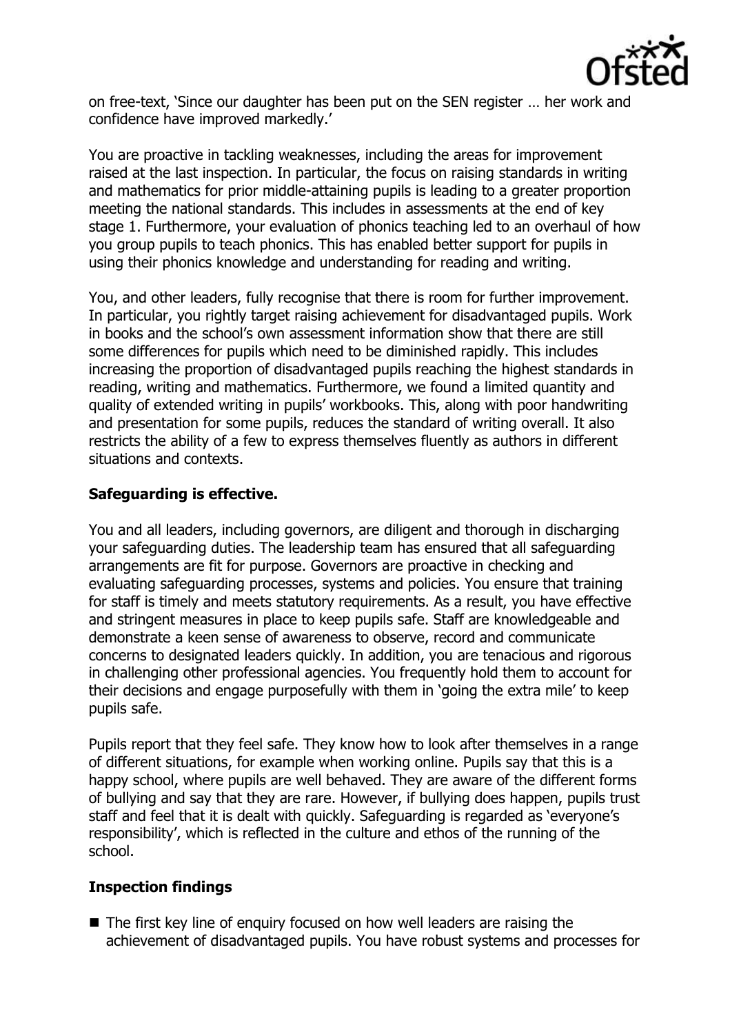on free-text, 'Since our daughter has been put on the SEN register … her work and confidence have improved markedly.'

You are proactive in tackling weaknesses, including the areas for improvement raised at the last inspection. In particular, the focus on raising standards in writing and mathematics for prior middle-attaining pupils is leading to a greater proportion meeting the national standards. This includes in assessments at the end of key stage 1. Furthermore, your evaluation of phonics teaching led to an overhaul of how you group pupils to teach phonics. This has enabled better support for pupils in using their phonics knowledge and understanding for reading and writing.

You, and other leaders, fully recognise that there is room for further improvement. In particular, you rightly target raising achievement for disadvantaged pupils. Work in books and the school's own assessment information show that there are still some differences for pupils which need to be diminished rapidly. This includes increasing the proportion of disadvantaged pupils reaching the highest standards in reading, writing and mathematics. Furthermore, we found a limited quantity and quality of extended writing in pupils' workbooks. This, along with poor handwriting and presentation for some pupils, reduces the standard of writing overall. It also restricts the ability of a few to express themselves fluently as authors in different situations and contexts.

## Safeguarding is effective.

You and all leaders, including governors, are diligent and thorough in discharging your safeguarding duties. The leadership team has ensured that all safeguarding arrangements are fit for purpose. Governors are proactive in checking and evaluating safeguarding processes, systems and policies. You ensure that training for staff is timely and meets statutory requirements. As a result, you have effective and stringent measures in place to keep pupils safe. Staff are knowledgeable and demonstrate a keen sense of awareness to observe, record and communicate concerns to designated leaders quickly. In addition, you are tenacious and rigorous in challenging other professional agencies. You frequently hold them to account for their decisions and engage purposefully with them in 'going the extra mile' to keep pupils safe.

Pupils report that they feel safe. They know how to look after themselves in a range of different situations, for example when working online. Pupils say that this is a happy school, where pupils are well behaved. They are aware of the different forms of bullying and say that they are rare. However, if bullying does happen, pupils trust staff and feel that it is dealt with quickly. Safeguarding is regarded as 'everyone's responsibility', which is reflected in the culture and ethos of the running of the school.

## Inspection findings

- The first key line of enquiry focused on how well leaders are raising the achievement of disadvantaged pupils. You have robust systems and processes for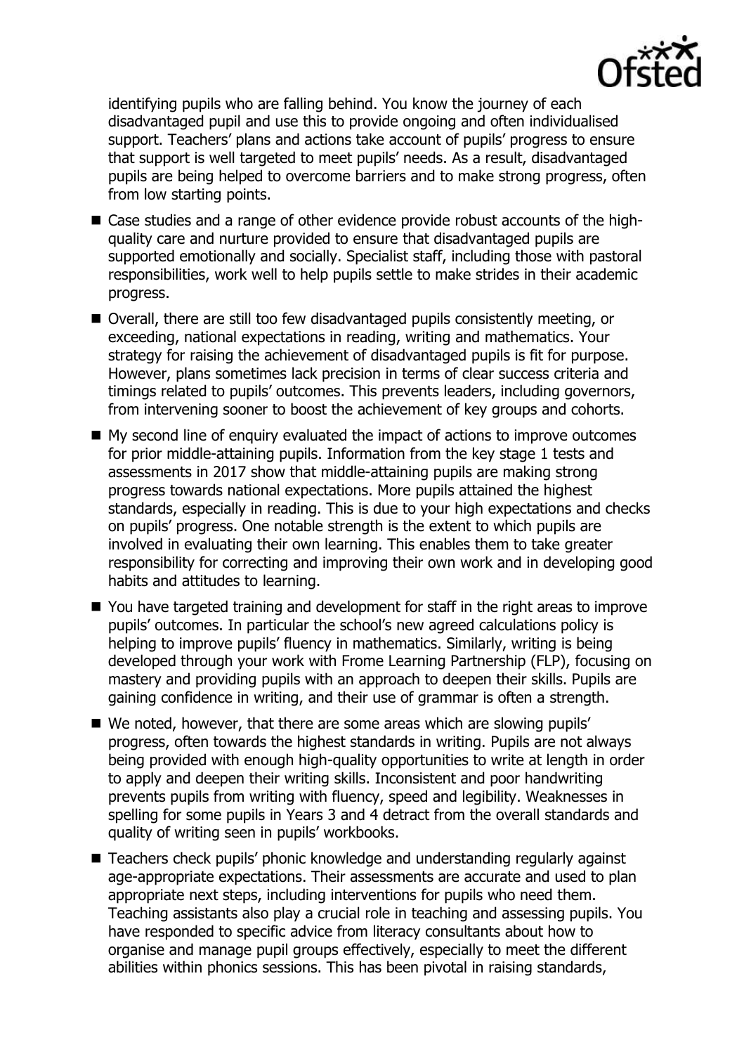identifying pupils who are falling behind. You know the journey of each disadvantaged pupil and use this to provide ongoing and often individualised support. Teachers' plans and actions take account of pupils' progress to ensure that support is well targeted to meet pupils' needs. As a result, disadvantaged pupils are being helped to overcome barriers and to make strong progress, often from low starting points.

- Case studies and a range of other evidence provide robust accounts of the high-quality care and nurture provided to ensure that disadvantaged pupils are supported emotionally and socially. Specialist staff, including those with pastoral responsibilities, work well to help pupils settle to make strides in their academic progress.
- Overall, there are still too few disadvantaged pupils consistently meeting, or exceeding, national expectations in reading, writing and mathematics. Your strategy for raising the achievement of disadvantaged pupils is fit for purpose. However, plans sometimes lack precision in terms of clear success criteria and timings related to pupils' outcomes. This prevents leaders, including governors, from intervening sooner to boost the achievement of key groups and cohorts.
- My second line of enquiry evaluated the impact of actions to improve outcomes for prior middle-attaining pupils. Information from the key stage 1 tests and assessments in 2017 show that middle-attaining pupils are making strong progress towards national expectations. More pupils attained the highest standards, especially in reading. This is due to your high expectations and checks on pupils' progress. One notable strength is the extent to which pupils are involved in evaluating their own learning. This enables them to take greater responsibility for correcting and improving their own work and in developing good habits and attitudes to learning.
- You have targeted training and development for staff in the right areas to improve pupils' outcomes. In particular the school's new agreed calculations policy is helping to improve pupils' fluency in mathematics. Similarly, writing is being developed through your work with Frome Learning Partnership (FLP), focusing on mastery and providing pupils with an approach to deepen their skills. Pupils are gaining confidence in writing, and their use of grammar is often a strength.
- We noted, however, that there are some areas which are slowing pupils' progress, often towards the highest standards in writing. Pupils are not always being provided with enough high-quality opportunities to write at length in order to apply and deepen their writing skills. Inconsistent and poor handwriting prevents pupils from writing with fluency, speed and legibility. Weaknesses in spelling for some pupils in Years 3 and 4 detract from the overall standards and quality of writing seen in pupils' workbooks.
- Teachers check pupils' phonic knowledge and understanding regularly against age-appropriate expectations. Their assessments are accurate and used to plan appropriate next steps, including interventions for pupils who need them. Teaching assistants also play a crucial role in teaching and assessing pupils. You have responded to specific advice from literacy consultants about how to organise and manage pupil groups effectively, especially to meet the different abilities within phonics sessions. This has been pivotal in raising standards,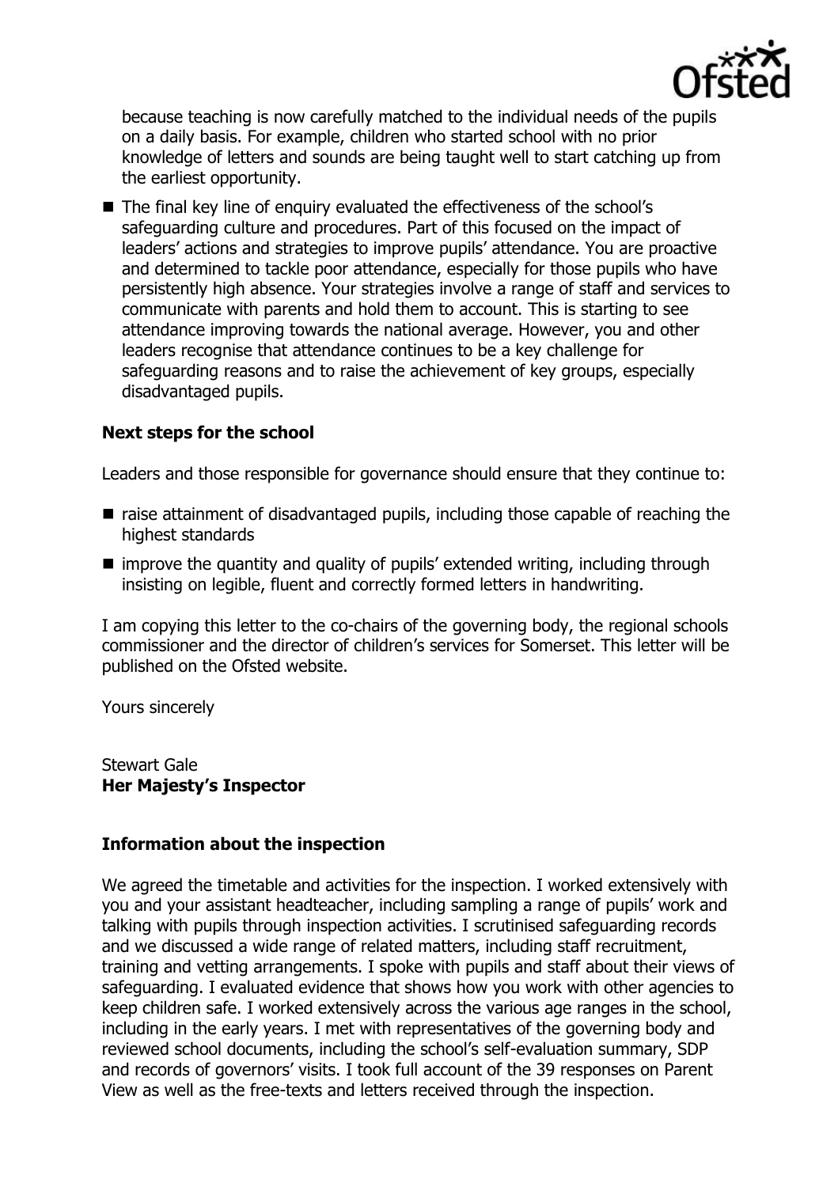because teaching is now carefully matched to the individual needs of the pupils on a daily basis. For example, children who started school with no prior knowledge of letters and sounds are being taught well to start catching up from the earliest opportunity.

- The final key line of enquiry evaluated the effectiveness of the school's safeguarding culture and procedures. Part of this focused on the impact of leaders' actions and strategies to improve pupils' attendance. You are proactive and determined to tackle poor attendance, especially for those pupils who have persistently high absence. Your strategies involve a range of staff and services to communicate with parents and hold them to account. This is starting to see attendance improving towards the national average. However, you and other leaders recognise that attendance continues to be a key challenge for safeguarding reasons and to raise the achievement of key groups, especially disadvantaged pupils.

## Next steps for the school

Leaders and those responsible for governance should ensure that they continue to:

- raise attainment of disadvantaged pupils, including those capable of reaching the highest standards
- improve the quantity and quality of pupils' extended writing, including through insisting on legible, fluent and correctly formed letters in handwriting.

I am copying this letter to the co-chairs of the governing body, the regional schools commissioner and the director of children's services for Somerset. This letter will be published on the Ofsted website.

Yours sincerely

Stewart Gale
**Her Majesty's Inspector**

## Information about the inspection

We agreed the timetable and activities for the inspection. I worked extensively with you and your assistant headteacher, including sampling a range of pupils' work and talking with pupils through inspection activities. I scrutinised safeguarding records and we discussed a wide range of related matters, including staff recruitment, training and vetting arrangements. I spoke with pupils and staff about their views of safeguarding. I evaluated evidence that shows how you work with other agencies to keep children safe. I worked extensively across the various age ranges in the school, including in the early years. I met with representatives of the governing body and reviewed school documents, including the school's self-evaluation summary, SDP and records of governors' visits. I took full account of the 39 responses on Parent View as well as the free-texts and letters received through the inspection.